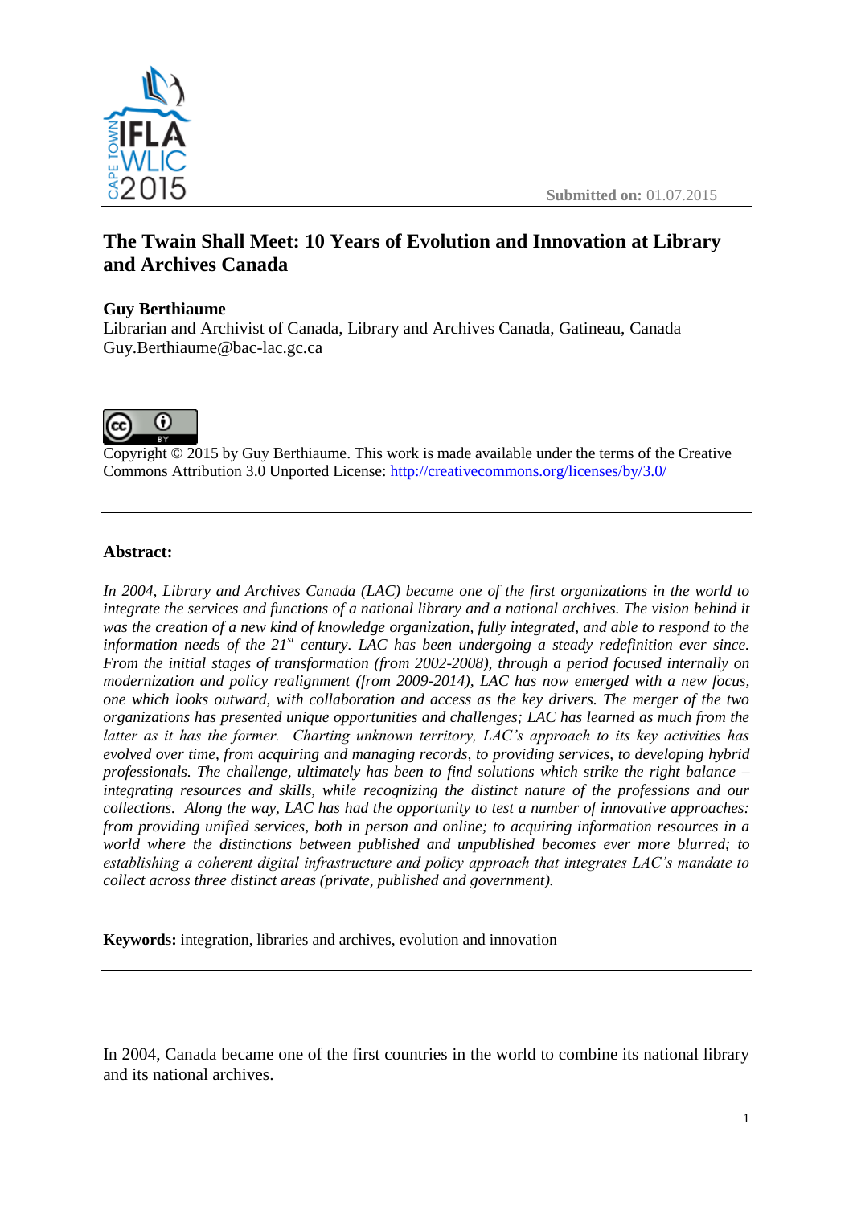Submitted on: 01.07.2015

# The Twain Shall Meet: 10 Years of Evolution and Innovation at Library and Archives Canada

**Guy Berthiaume**
Librarian and Archivist of Canada, Library and Archives Canada, Gatineau, Canada
Guy.Berthiaume@bac-lac.gc.ca

Copyright © 2015 by Guy Berthiaume. This work is made available under the terms of the Creative Commons Attribution 3.0 Unported License: http://creativecommons.org/licenses/by/3.0/

---

**Abstract:**

*In 2004, Library and Archives Canada (LAC) became one of the first organizations in the world to integrate the services and functions of a national library and a national archives. The vision behind it was the creation of a new kind of knowledge organization, fully integrated, and able to respond to the information needs of the 21st century. LAC has been undergoing a steady redefinition ever since. From the initial stages of transformation (from 2002-2008), through a period focused internally on modernization and policy realignment (from 2009-2014), LAC has now emerged with a new focus, one which looks outward, with collaboration and access as the key drivers. The merger of the two organizations has presented unique opportunities and challenges; LAC has learned as much from the latter as it has the former. Charting unknown territory, LAC's approach to its key activities has evolved over time, from acquiring and managing records, to providing services, to developing hybrid professionals. The challenge, ultimately has been to find solutions which strike the right balance – integrating resources and skills, while recognizing the distinct nature of the professions and our collections. Along the way, LAC has had the opportunity to test a number of innovative approaches: from providing unified services, both in person and online; to acquiring information resources in a world where the distinctions between published and unpublished becomes ever more blurred; to establishing a coherent digital infrastructure and policy approach that integrates LAC's mandate to collect across three distinct areas (private, published and government).*

**Keywords:** integration, libraries and archives, evolution and innovation

---

In 2004, Canada became one of the first countries in the world to combine its national library and its national archives.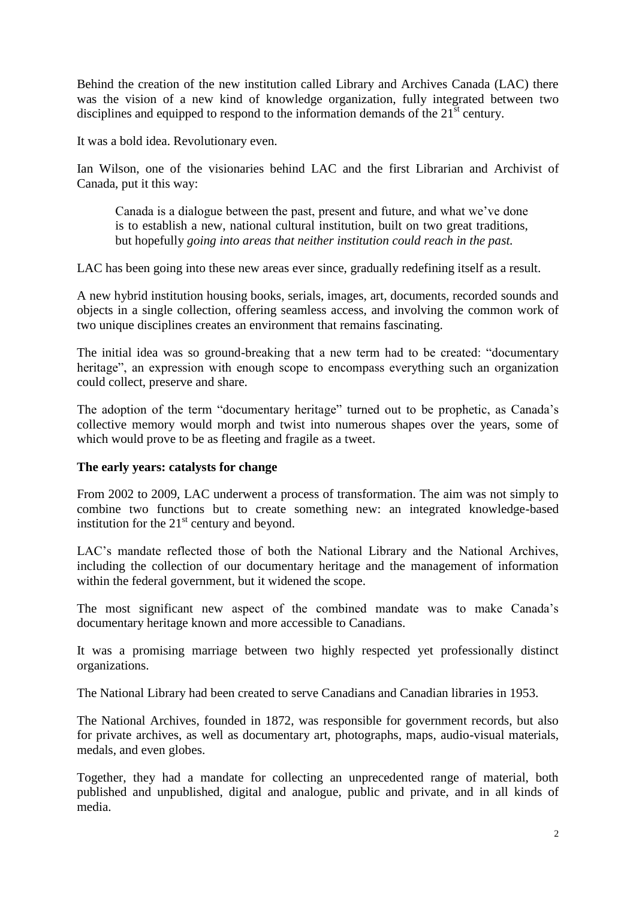Behind the creation of the new institution called Library and Archives Canada (LAC) there was the vision of a new kind of knowledge organization, fully integrated between two disciplines and equipped to respond to the information demands of the 21st century.

It was a bold idea. Revolutionary even.

Ian Wilson, one of the visionaries behind LAC and the first Librarian and Archivist of Canada, put it this way:

> Canada is a dialogue between the past, present and future, and what we've done is to establish a new, national cultural institution, built on two great traditions, but hopefully *going into areas that neither institution could reach in the past.*

LAC has been going into these new areas ever since, gradually redefining itself as a result.

A new hybrid institution housing books, serials, images, art, documents, recorded sounds and objects in a single collection, offering seamless access, and involving the common work of two unique disciplines creates an environment that remains fascinating.

The initial idea was so ground-breaking that a new term had to be created: "documentary heritage", an expression with enough scope to encompass everything such an organization could collect, preserve and share.

The adoption of the term "documentary heritage" turned out to be prophetic, as Canada's collective memory would morph and twist into numerous shapes over the years, some of which would prove to be as fleeting and fragile as a tweet.

**The early years: catalysts for change**

From 2002 to 2009, LAC underwent a process of transformation. The aim was not simply to combine two functions but to create something new: an integrated knowledge-based institution for the 21st century and beyond.

LAC's mandate reflected those of both the National Library and the National Archives, including the collection of our documentary heritage and the management of information within the federal government, but it widened the scope.

The most significant new aspect of the combined mandate was to make Canada's documentary heritage known and more accessible to Canadians.

It was a promising marriage between two highly respected yet professionally distinct organizations.

The National Library had been created to serve Canadians and Canadian libraries in 1953.

The National Archives, founded in 1872, was responsible for government records, but also for private archives, as well as documentary art, photographs, maps, audio-visual materials, medals, and even globes.

Together, they had a mandate for collecting an unprecedented range of material, both published and unpublished, digital and analogue, public and private, and in all kinds of media.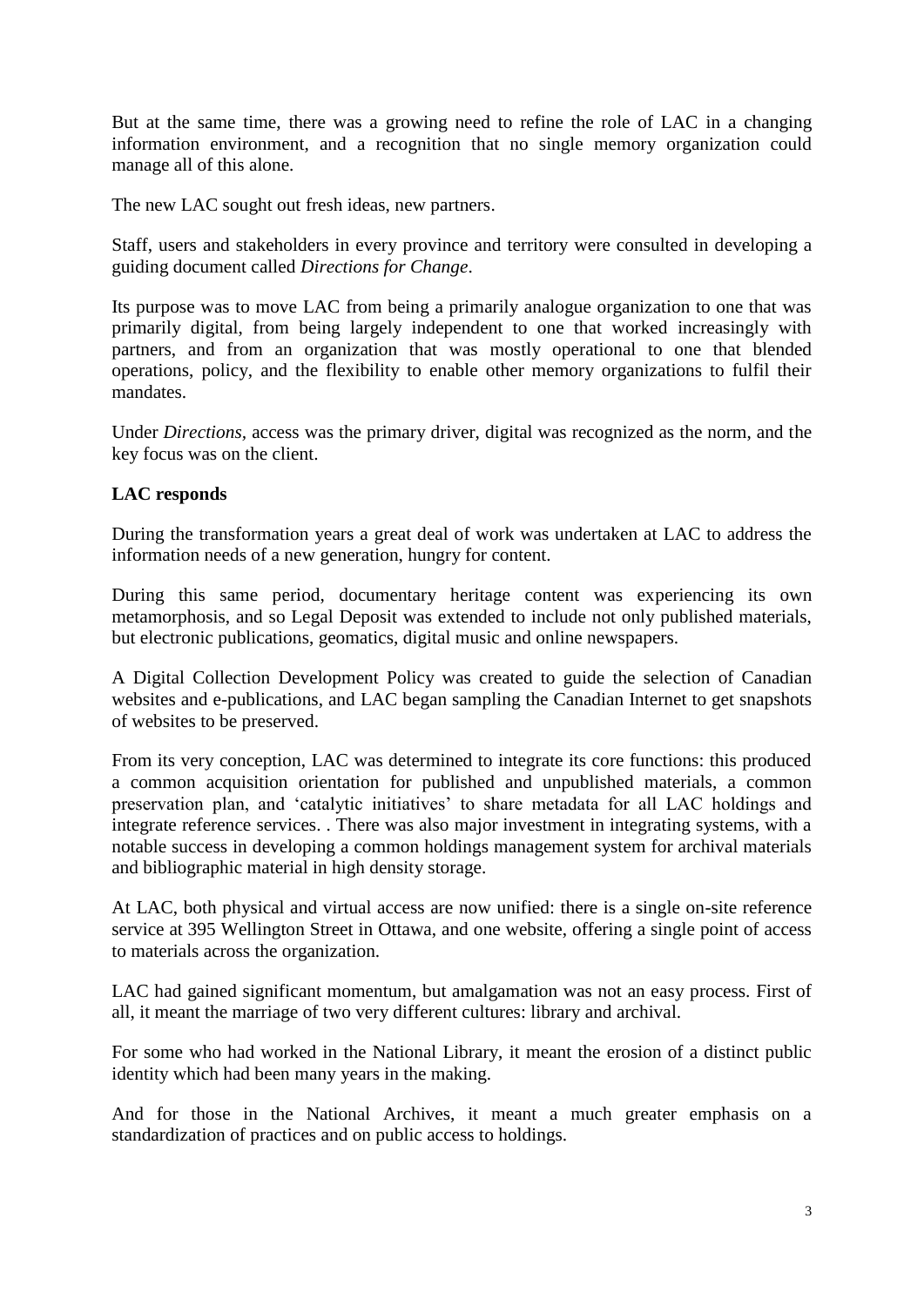But at the same time, there was a growing need to refine the role of LAC in a changing information environment, and a recognition that no single memory organization could manage all of this alone.

The new LAC sought out fresh ideas, new partners.

Staff, users and stakeholders in every province and territory were consulted in developing a guiding document called *Directions for Change*.

Its purpose was to move LAC from being a primarily analogue organization to one that was primarily digital, from being largely independent to one that worked increasingly with partners, and from an organization that was mostly operational to one that blended operations, policy, and the flexibility to enable other memory organizations to fulfil their mandates.

Under *Directions*, access was the primary driver, digital was recognized as the norm, and the key focus was on the client.

**LAC responds**

During the transformation years a great deal of work was undertaken at LAC to address the information needs of a new generation, hungry for content.

During this same period, documentary heritage content was experiencing its own metamorphosis, and so Legal Deposit was extended to include not only published materials, but electronic publications, geomatics, digital music and online newspapers.

A Digital Collection Development Policy was created to guide the selection of Canadian websites and e-publications, and LAC began sampling the Canadian Internet to get snapshots of websites to be preserved.

From its very conception, LAC was determined to integrate its core functions: this produced a common acquisition orientation for published and unpublished materials, a common preservation plan, and 'catalytic initiatives' to share metadata for all LAC holdings and integrate reference services. . There was also major investment in integrating systems, with a notable success in developing a common holdings management system for archival materials and bibliographic material in high density storage.

At LAC, both physical and virtual access are now unified: there is a single on-site reference service at 395 Wellington Street in Ottawa, and one website, offering a single point of access to materials across the organization.

LAC had gained significant momentum, but amalgamation was not an easy process. First of all, it meant the marriage of two very different cultures: library and archival.

For some who had worked in the National Library, it meant the erosion of a distinct public identity which had been many years in the making.

And for those in the National Archives, it meant a much greater emphasis on a standardization of practices and on public access to holdings.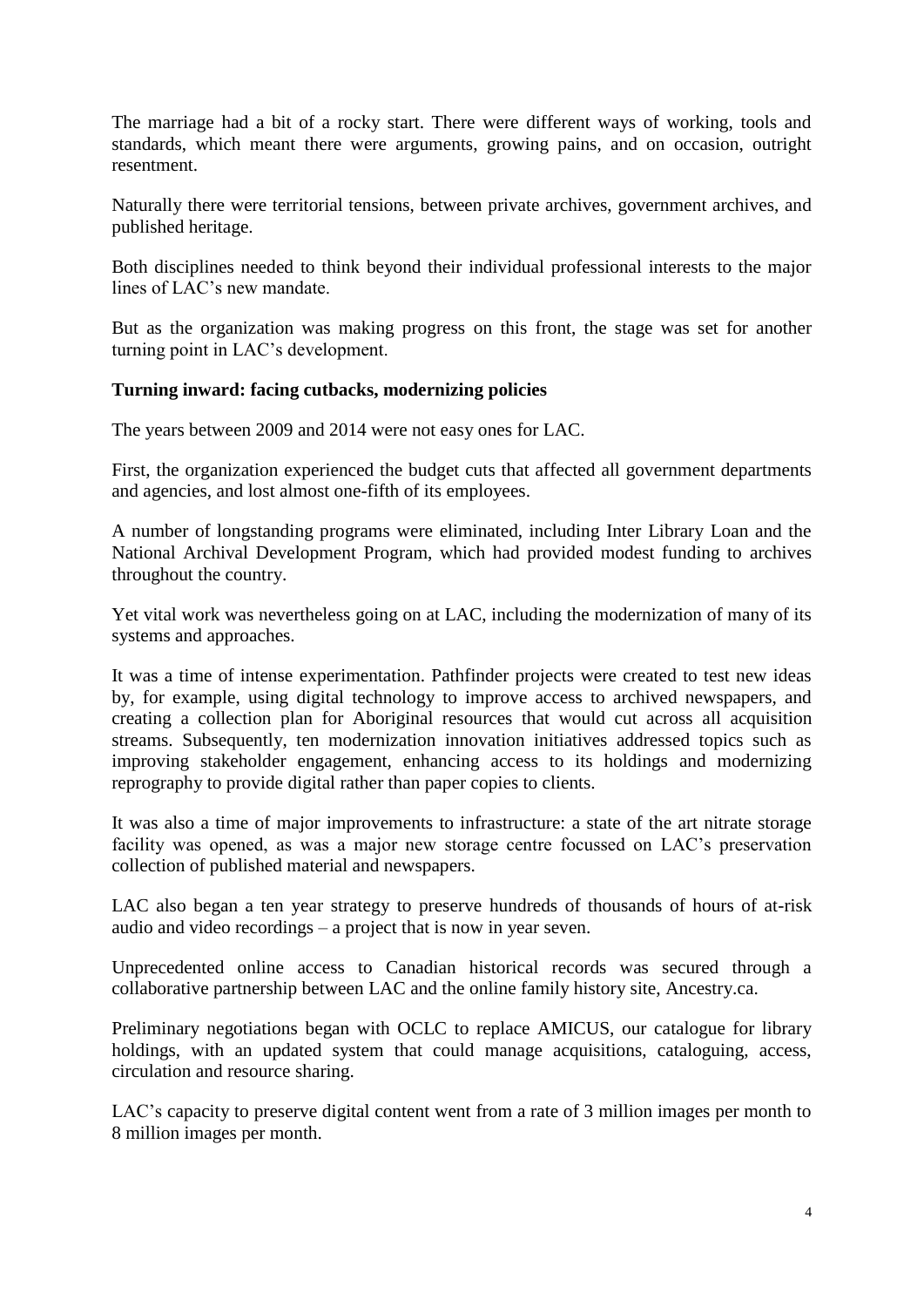The marriage had a bit of a rocky start. There were different ways of working, tools and standards, which meant there were arguments, growing pains, and on occasion, outright resentment.

Naturally there were territorial tensions, between private archives, government archives, and published heritage.

Both disciplines needed to think beyond their individual professional interests to the major lines of LAC's new mandate.

But as the organization was making progress on this front, the stage was set for another turning point in LAC's development.

**Turning inward: facing cutbacks, modernizing policies**

The years between 2009 and 2014 were not easy ones for LAC.

First, the organization experienced the budget cuts that affected all government departments and agencies, and lost almost one-fifth of its employees.

A number of longstanding programs were eliminated, including Inter Library Loan and the National Archival Development Program, which had provided modest funding to archives throughout the country.

Yet vital work was nevertheless going on at LAC, including the modernization of many of its systems and approaches.

It was a time of intense experimentation. Pathfinder projects were created to test new ideas by, for example, using digital technology to improve access to archived newspapers, and creating a collection plan for Aboriginal resources that would cut across all acquisition streams. Subsequently, ten modernization innovation initiatives addressed topics such as improving stakeholder engagement, enhancing access to its holdings and modernizing reprography to provide digital rather than paper copies to clients.

It was also a time of major improvements to infrastructure: a state of the art nitrate storage facility was opened, as was a major new storage centre focussed on LAC's preservation collection of published material and newspapers.

LAC also began a ten year strategy to preserve hundreds of thousands of hours of at-risk audio and video recordings – a project that is now in year seven.

Unprecedented online access to Canadian historical records was secured through a collaborative partnership between LAC and the online family history site, Ancestry.ca.

Preliminary negotiations began with OCLC to replace AMICUS, our catalogue for library holdings, with an updated system that could manage acquisitions, cataloguing, access, circulation and resource sharing.

LAC's capacity to preserve digital content went from a rate of 3 million images per month to 8 million images per month.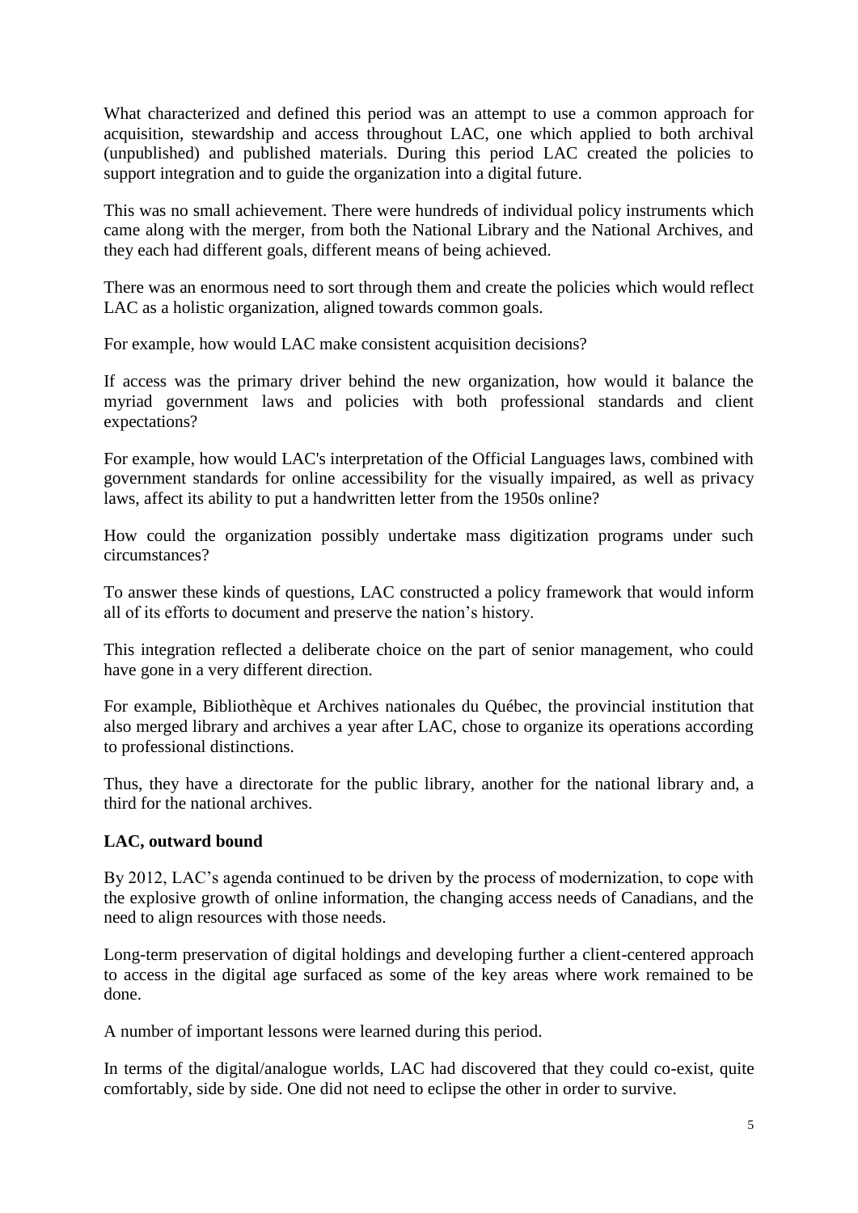What characterized and defined this period was an attempt to use a common approach for acquisition, stewardship and access throughout LAC, one which applied to both archival (unpublished) and published materials. During this period LAC created the policies to support integration and to guide the organization into a digital future.

This was no small achievement. There were hundreds of individual policy instruments which came along with the merger, from both the National Library and the National Archives, and they each had different goals, different means of being achieved.

There was an enormous need to sort through them and create the policies which would reflect LAC as a holistic organization, aligned towards common goals.

For example, how would LAC make consistent acquisition decisions?

If access was the primary driver behind the new organization, how would it balance the myriad government laws and policies with both professional standards and client expectations?

For example, how would LAC's interpretation of the Official Languages laws, combined with government standards for online accessibility for the visually impaired, as well as privacy laws, affect its ability to put a handwritten letter from the 1950s online?

How could the organization possibly undertake mass digitization programs under such circumstances?

To answer these kinds of questions, LAC constructed a policy framework that would inform all of its efforts to document and preserve the nation's history.

This integration reflected a deliberate choice on the part of senior management, who could have gone in a very different direction.

For example, Bibliothèque et Archives nationales du Québec, the provincial institution that also merged library and archives a year after LAC, chose to organize its operations according to professional distinctions.

Thus, they have a directorate for the public library, another for the national library and, a third for the national archives.

**LAC, outward bound**

By 2012, LAC's agenda continued to be driven by the process of modernization, to cope with the explosive growth of online information, the changing access needs of Canadians, and the need to align resources with those needs.

Long-term preservation of digital holdings and developing further a client-centered approach to access in the digital age surfaced as some of the key areas where work remained to be done.

A number of important lessons were learned during this period.

In terms of the digital/analogue worlds, LAC had discovered that they could co-exist, quite comfortably, side by side. One did not need to eclipse the other in order to survive.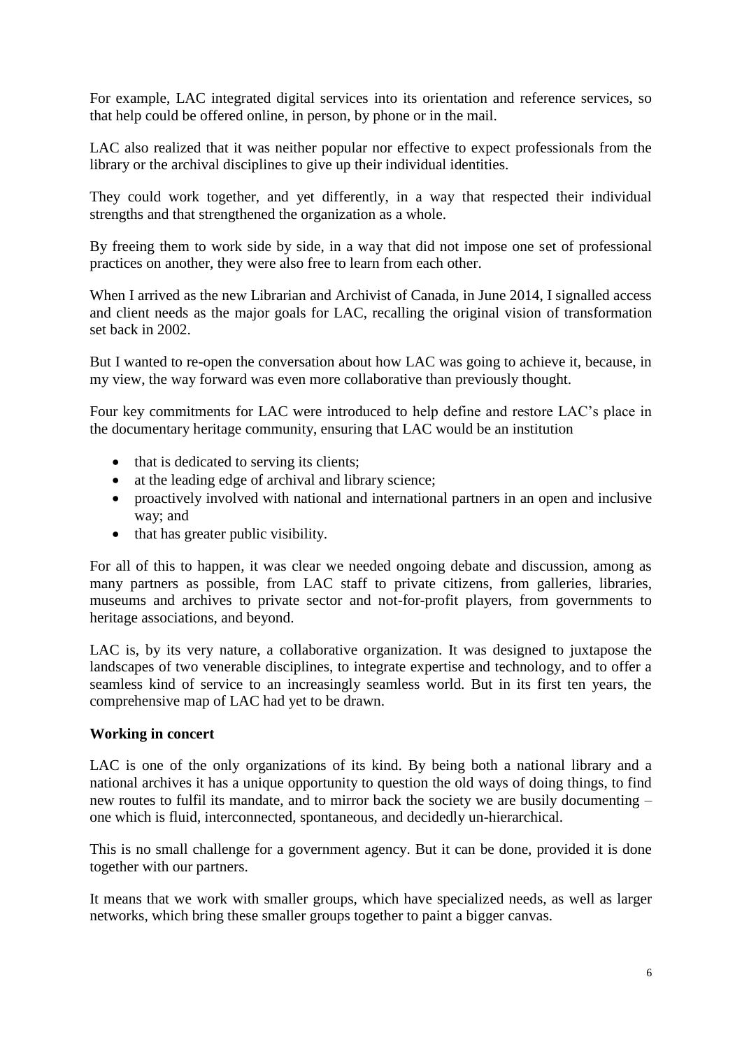For example, LAC integrated digital services into its orientation and reference services, so that help could be offered online, in person, by phone or in the mail.

LAC also realized that it was neither popular nor effective to expect professionals from the library or the archival disciplines to give up their individual identities.

They could work together, and yet differently, in a way that respected their individual strengths and that strengthened the organization as a whole.

By freeing them to work side by side, in a way that did not impose one set of professional practices on another, they were also free to learn from each other.

When I arrived as the new Librarian and Archivist of Canada, in June 2014, I signalled access and client needs as the major goals for LAC, recalling the original vision of transformation set back in 2002.

But I wanted to re-open the conversation about how LAC was going to achieve it, because, in my view, the way forward was even more collaborative than previously thought.

Four key commitments for LAC were introduced to help define and restore LAC's place in the documentary heritage community, ensuring that LAC would be an institution

- that is dedicated to serving its clients;
- at the leading edge of archival and library science;
- proactively involved with national and international partners in an open and inclusive way; and
- that has greater public visibility.

For all of this to happen, it was clear we needed ongoing debate and discussion, among as many partners as possible, from LAC staff to private citizens, from galleries, libraries, museums and archives to private sector and not-for-profit players, from governments to heritage associations, and beyond.

LAC is, by its very nature, a collaborative organization. It was designed to juxtapose the landscapes of two venerable disciplines, to integrate expertise and technology, and to offer a seamless kind of service to an increasingly seamless world. But in its first ten years, the comprehensive map of LAC had yet to be drawn.

**Working in concert**

LAC is one of the only organizations of its kind. By being both a national library and a national archives it has a unique opportunity to question the old ways of doing things, to find new routes to fulfil its mandate, and to mirror back the society we are busily documenting – one which is fluid, interconnected, spontaneous, and decidedly un-hierarchical.

This is no small challenge for a government agency. But it can be done, provided it is done together with our partners.

It means that we work with smaller groups, which have specialized needs, as well as larger networks, which bring these smaller groups together to paint a bigger canvas.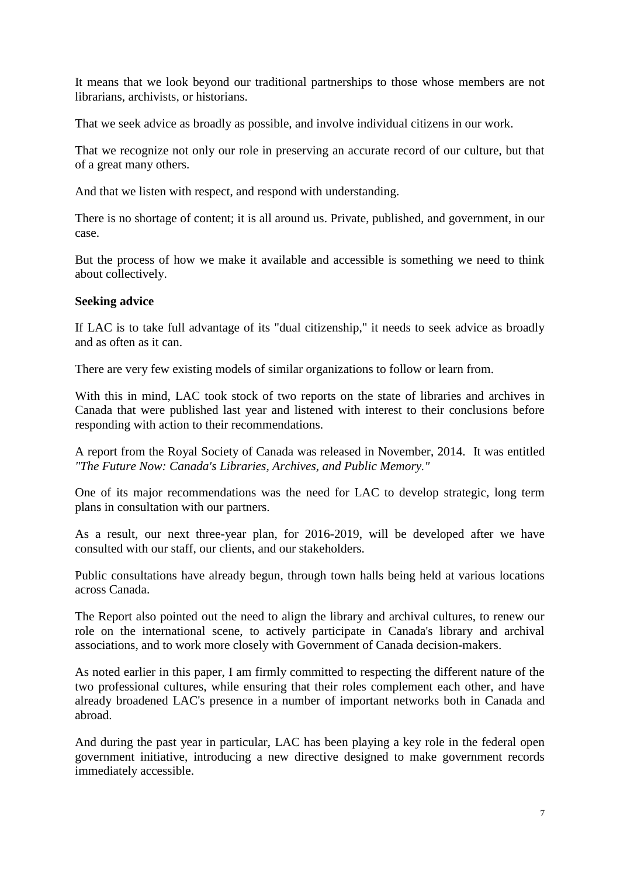It means that we look beyond our traditional partnerships to those whose members are not librarians, archivists, or historians.

That we seek advice as broadly as possible, and involve individual citizens in our work.

That we recognize not only our role in preserving an accurate record of our culture, but that of a great many others.

And that we listen with respect, and respond with understanding.

There is no shortage of content; it is all around us. Private, published, and government, in our case.

But the process of how we make it available and accessible is something we need to think about collectively.

**Seeking advice**

If LAC is to take full advantage of its "dual citizenship," it needs to seek advice as broadly and as often as it can.

There are very few existing models of similar organizations to follow or learn from.

With this in mind, LAC took stock of two reports on the state of libraries and archives in Canada that were published last year and listened with interest to their conclusions before responding with action to their recommendations.

A report from the Royal Society of Canada was released in November, 2014. It was entitled *"The Future Now: Canada's Libraries, Archives, and Public Memory."*

One of its major recommendations was the need for LAC to develop strategic, long term plans in consultation with our partners.

As a result, our next three-year plan, for 2016-2019, will be developed after we have consulted with our staff, our clients, and our stakeholders.

Public consultations have already begun, through town halls being held at various locations across Canada.

The Report also pointed out the need to align the library and archival cultures, to renew our role on the international scene, to actively participate in Canada's library and archival associations, and to work more closely with Government of Canada decision-makers.

As noted earlier in this paper, I am firmly committed to respecting the different nature of the two professional cultures, while ensuring that their roles complement each other, and have already broadened LAC's presence in a number of important networks both in Canada and abroad.

And during the past year in particular, LAC has been playing a key role in the federal open government initiative, introducing a new directive designed to make government records immediately accessible.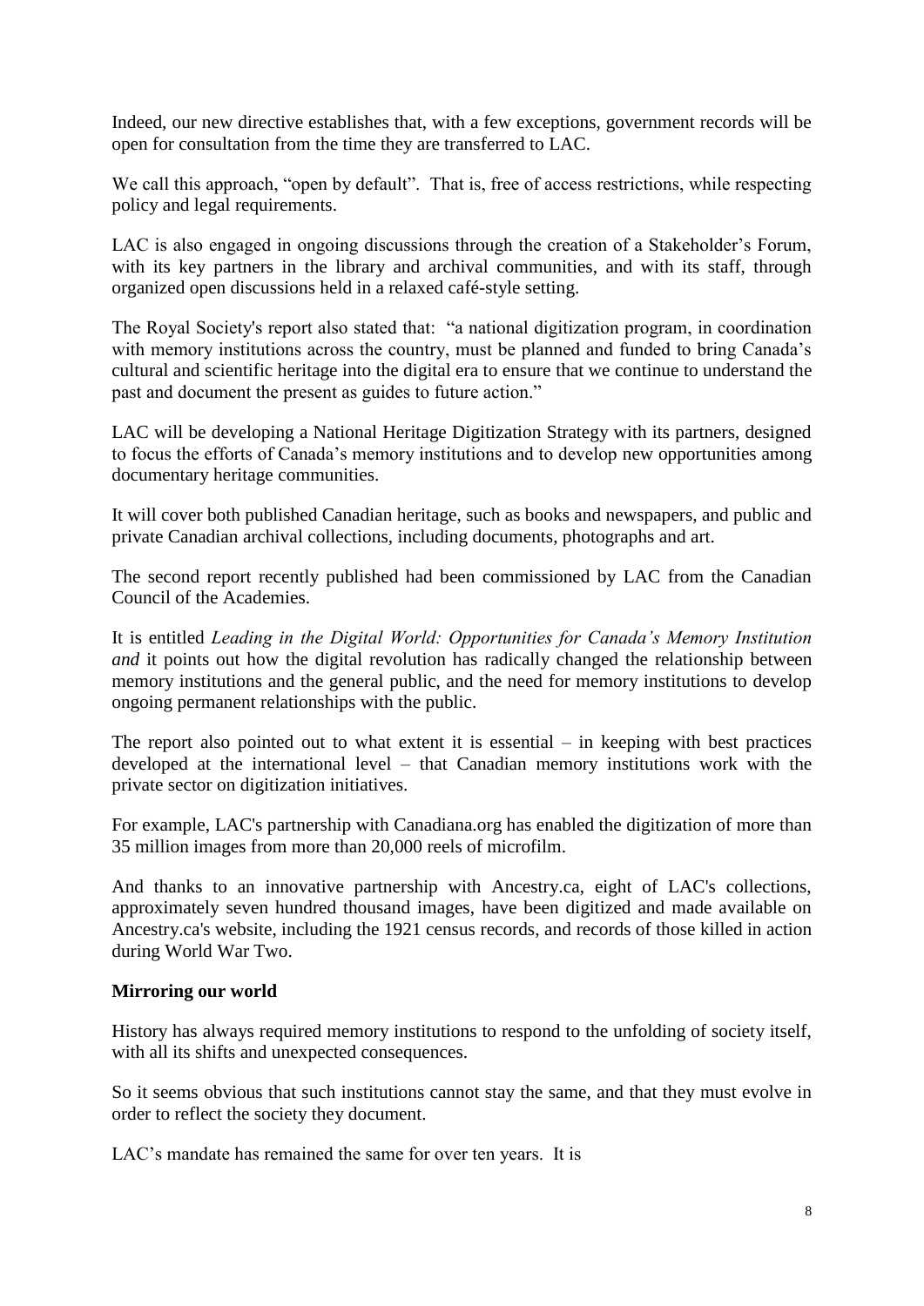Indeed, our new directive establishes that, with a few exceptions, government records will be open for consultation from the time they are transferred to LAC.

We call this approach, "open by default". That is, free of access restrictions, while respecting policy and legal requirements.

LAC is also engaged in ongoing discussions through the creation of a Stakeholder's Forum, with its key partners in the library and archival communities, and with its staff, through organized open discussions held in a relaxed café-style setting.

The Royal Society's report also stated that: "a national digitization program, in coordination with memory institutions across the country, must be planned and funded to bring Canada's cultural and scientific heritage into the digital era to ensure that we continue to understand the past and document the present as guides to future action."

LAC will be developing a National Heritage Digitization Strategy with its partners, designed to focus the efforts of Canada's memory institutions and to develop new opportunities among documentary heritage communities.

It will cover both published Canadian heritage, such as books and newspapers, and public and private Canadian archival collections, including documents, photographs and art.

The second report recently published had been commissioned by LAC from the Canadian Council of the Academies.

It is entitled *Leading in the Digital World: Opportunities for Canada's Memory Institution and* it points out how the digital revolution has radically changed the relationship between memory institutions and the general public, and the need for memory institutions to develop ongoing permanent relationships with the public.

The report also pointed out to what extent it is essential – in keeping with best practices developed at the international level – that Canadian memory institutions work with the private sector on digitization initiatives.

For example, LAC's partnership with Canadiana.org has enabled the digitization of more than 35 million images from more than 20,000 reels of microfilm.

And thanks to an innovative partnership with Ancestry.ca, eight of LAC's collections, approximately seven hundred thousand images, have been digitized and made available on Ancestry.ca's website, including the 1921 census records, and records of those killed in action during World War Two.

**Mirroring our world**

History has always required memory institutions to respond to the unfolding of society itself, with all its shifts and unexpected consequences.

So it seems obvious that such institutions cannot stay the same, and that they must evolve in order to reflect the society they document.

LAC's mandate has remained the same for over ten years. It is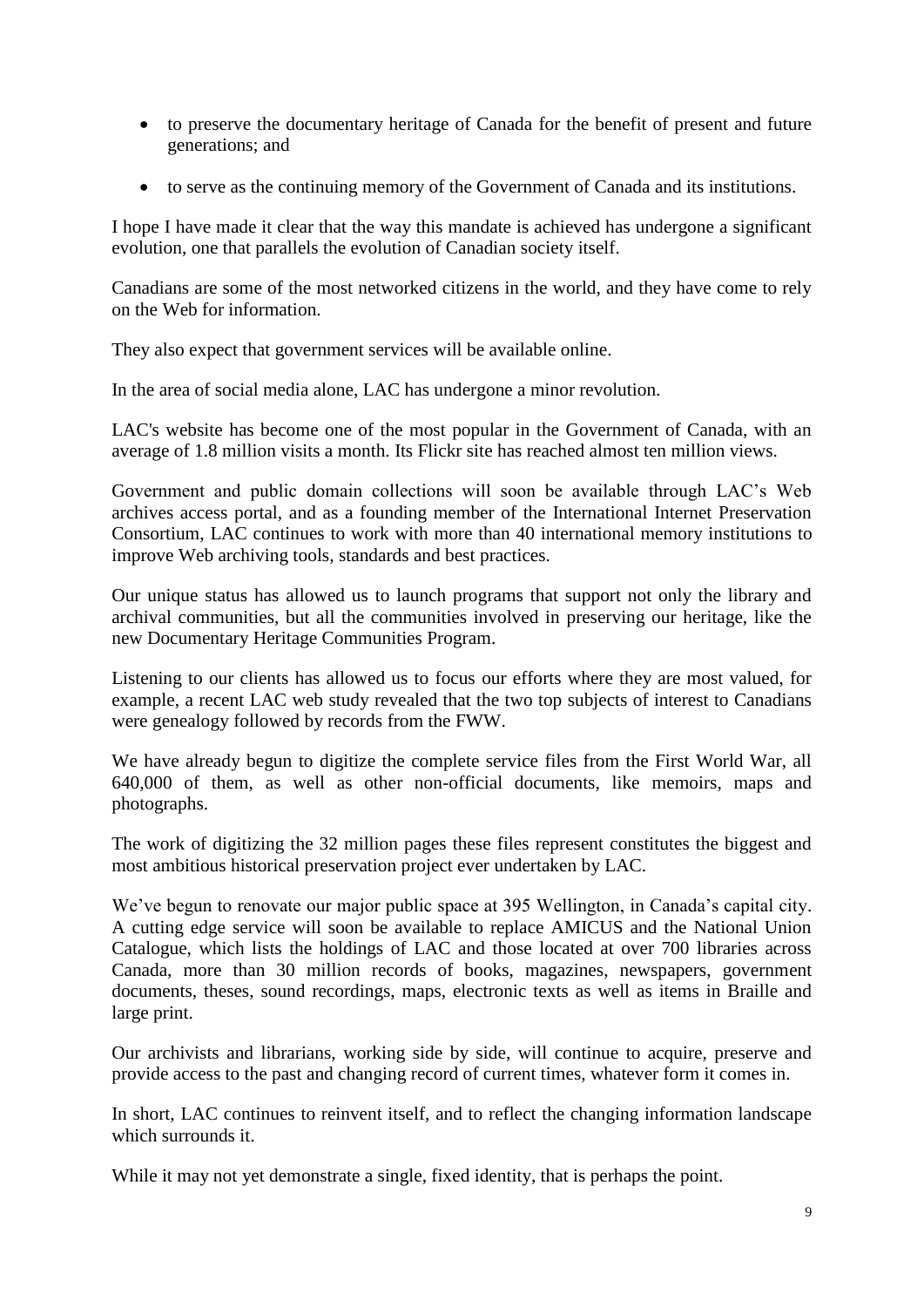- to preserve the documentary heritage of Canada for the benefit of present and future generations; and
- to serve as the continuing memory of the Government of Canada and its institutions.

I hope I have made it clear that the way this mandate is achieved has undergone a significant evolution, one that parallels the evolution of Canadian society itself.

Canadians are some of the most networked citizens in the world, and they have come to rely on the Web for information.

They also expect that government services will be available online.

In the area of social media alone, LAC has undergone a minor revolution.

LAC's website has become one of the most popular in the Government of Canada, with an average of 1.8 million visits a month. Its Flickr site has reached almost ten million views.

Government and public domain collections will soon be available through LAC's Web archives access portal, and as a founding member of the International Internet Preservation Consortium, LAC continues to work with more than 40 international memory institutions to improve Web archiving tools, standards and best practices.

Our unique status has allowed us to launch programs that support not only the library and archival communities, but all the communities involved in preserving our heritage, like the new Documentary Heritage Communities Program.

Listening to our clients has allowed us to focus our efforts where they are most valued, for example, a recent LAC web study revealed that the two top subjects of interest to Canadians were genealogy followed by records from the FWW.

We have already begun to digitize the complete service files from the First World War, all 640,000 of them, as well as other non-official documents, like memoirs, maps and photographs.

The work of digitizing the 32 million pages these files represent constitutes the biggest and most ambitious historical preservation project ever undertaken by LAC.

We've begun to renovate our major public space at 395 Wellington, in Canada's capital city. A cutting edge service will soon be available to replace AMICUS and the National Union Catalogue, which lists the holdings of LAC and those located at over 700 libraries across Canada, more than 30 million records of books, magazines, newspapers, government documents, theses, sound recordings, maps, electronic texts as well as items in Braille and large print.

Our archivists and librarians, working side by side, will continue to acquire, preserve and provide access to the past and changing record of current times, whatever form it comes in.

In short, LAC continues to reinvent itself, and to reflect the changing information landscape which surrounds it.

While it may not yet demonstrate a single, fixed identity, that is perhaps the point.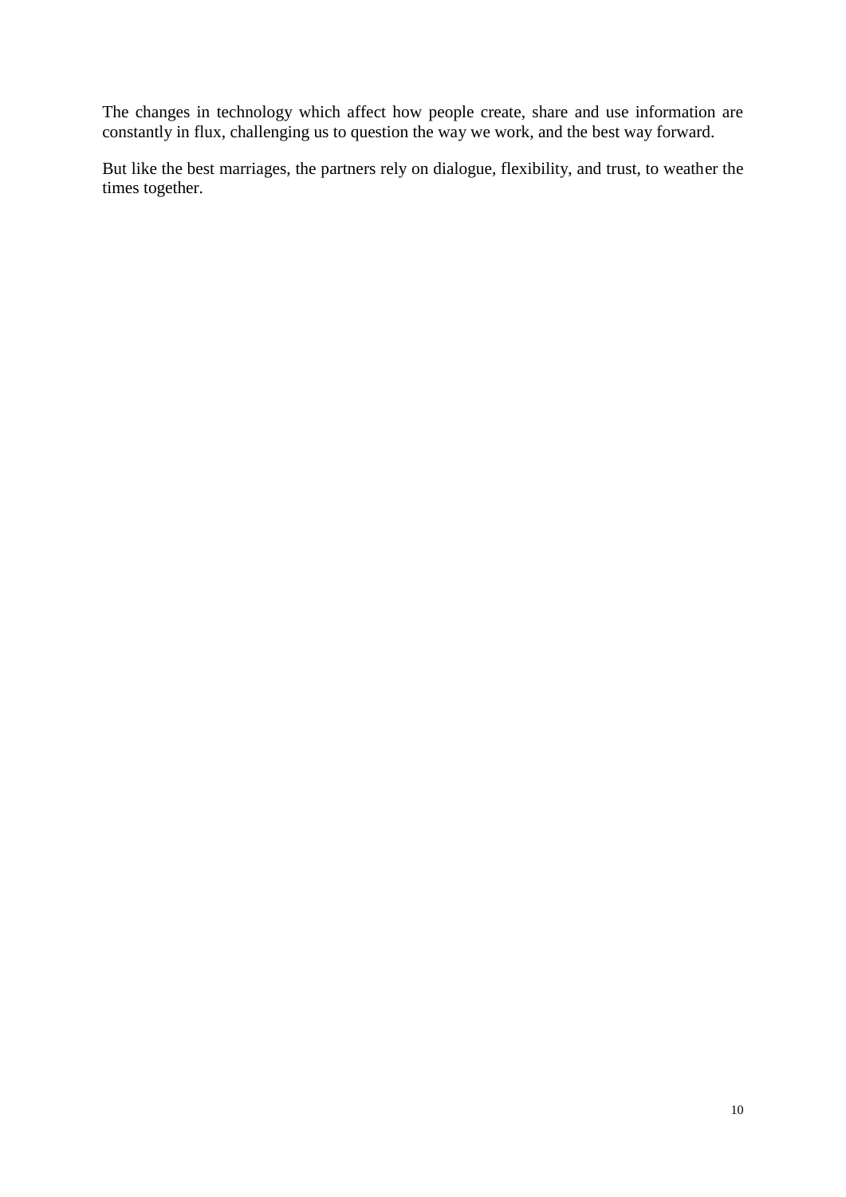The changes in technology which affect how people create, share and use information are constantly in flux, challenging us to question the way we work, and the best way forward.

But like the best marriages, the partners rely on dialogue, flexibility, and trust, to weather the times together.